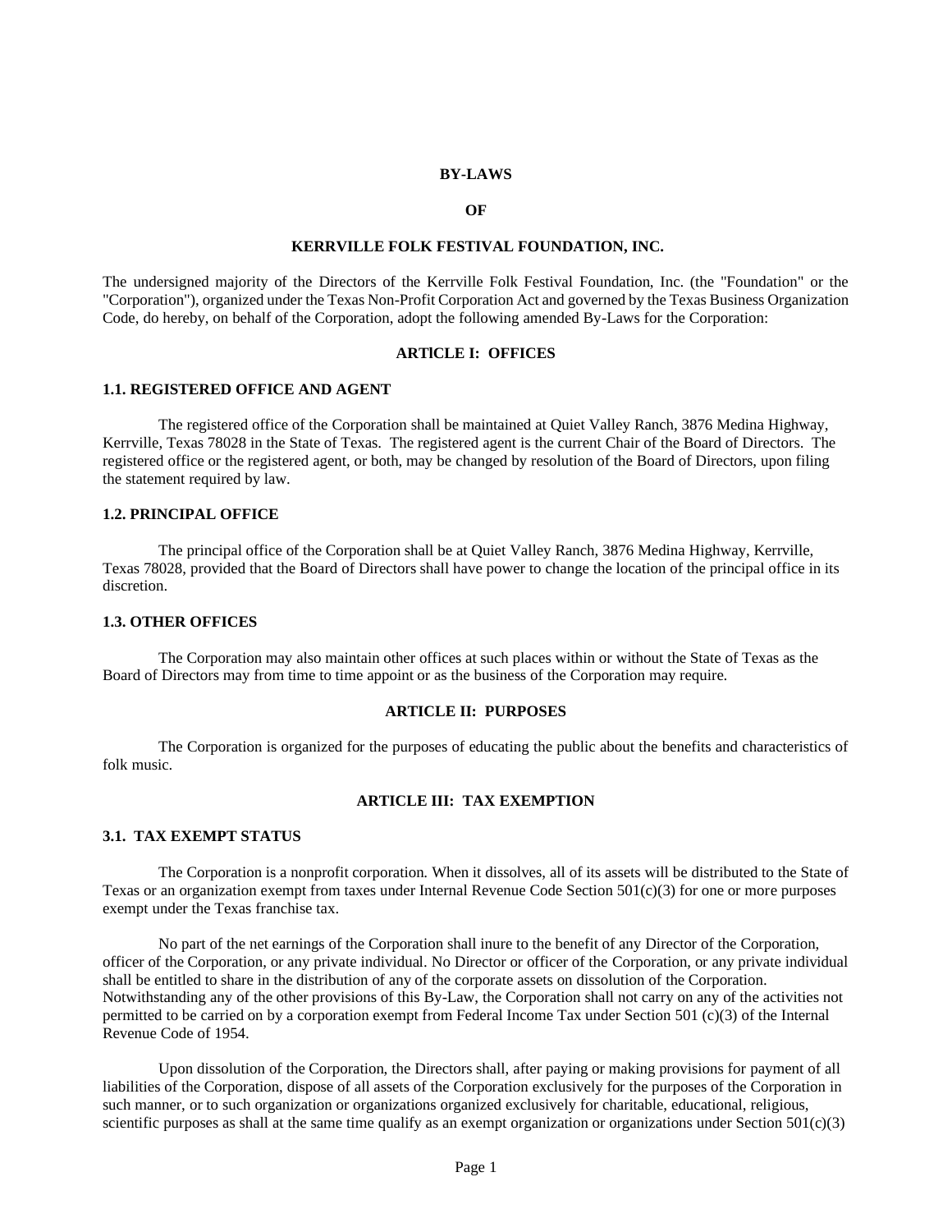# BY-LAWS

# OF

# KERRVILLE FOLK FESTIVAL FOUNDATION, INC.

The undersigned majority of the Directors of the Kerrville Folk Festival Foundation, Inc. (the "Foundation" or the "Corporation"), organized under the Texas Non-Profit Corporation Act and governed by the Texas Business Organization Code, do hereby, on behalf of the Corporation, adopt the following amended By-Laws for the Corporation:

## ARTICLE I: OFFICES

### 1.1. REGISTERED OFFICE AND AGENT

The registered office of the Corporation shall be maintained at Quiet Valley Ranch, 3876 Medina Highway, Kerrville, Texas 78028 in the State of Texas. The registered agent is the current Chair of the Board of Directors. The registered office or the registered agent, or both, may be changed by resolution of the Board of Directors, upon filing the statement required by law.

### 1.2. PRINCIPAL OFFICE

The principal office of the Corporation shall be at Quiet Valley Ranch, 3876 Medina Highway, Kerrville, Texas 78028, provided that the Board of Directors shall have power to change the location of the principal office in its discretion.

### 1.3. OTHER OFFICES

The Corporation may also maintain other offices at such places within or without the State of Texas as the Board of Directors may from time to time appoint or as the business of the Corporation may require.

## ARTICLE II: PURPOSES

The Corporation is organized for the purposes of educating the public about the benefits and characteristics of folk music.

## ARTICLE III: TAX EXEMPTION

### 3.1. TAX EXEMPT STATUS

The Corporation is a nonprofit corporation. When it dissolves, all of its assets will be distributed to the State of Texas or an organization exempt from taxes under Internal Revenue Code Section 501(c)(3) for one or more purposes exempt under the Texas franchise tax.

No part of the net earnings of the Corporation shall inure to the benefit of any Director of the Corporation, officer of the Corporation, or any private individual. No Director or officer of the Corporation, or any private individual shall be entitled to share in the distribution of any of the corporate assets on dissolution of the Corporation. Notwithstanding any of the other provisions of this By-Law, the Corporation shall not carry on any of the activities not permitted to be carried on by a corporation exempt from Federal Income Tax under Section 501 (c)(3) of the Internal Revenue Code of 1954.

Upon dissolution of the Corporation, the Directors shall, after paying or making provisions for payment of all liabilities of the Corporation, dispose of all assets of the Corporation exclusively for the purposes of the Corporation in such manner, or to such organization or organizations organized exclusively for charitable, educational, religious, scientific purposes as shall at the same time qualify as an exempt organization or organizations under Section 501(c)(3)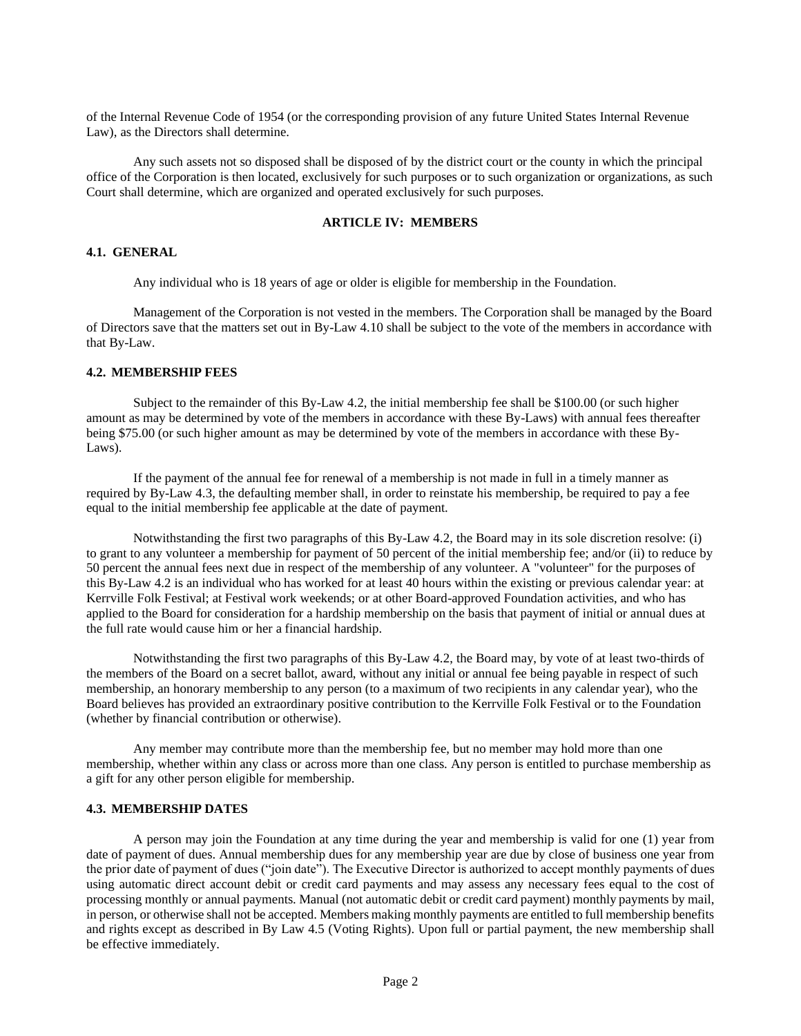of the Internal Revenue Code of 1954 (or the corresponding provision of any future United States Internal Revenue Law), as the Directors shall determine.

Any such assets not so disposed shall be disposed of by the district court or the county in which the principal office of the Corporation is then located, exclusively for such purposes or to such organization or organizations, as such Court shall determine, which are organized and operated exclusively for such purposes.

## ARTICLE IV: MEMBERS

### 4.1. GENERAL

Any individual who is 18 years of age or older is eligible for membership in the Foundation.

Management of the Corporation is not vested in the members. The Corporation shall be managed by the Board of Directors save that the matters set out in By-Law 4.10 shall be subject to the vote of the members in accordance with that By-Law.

### 4.2. MEMBERSHIP FEES

Subject to the remainder of this By-Law 4.2, the initial membership fee shall be $100.00 (or such higher amount as may be determined by vote of the members in accordance with these By-Laws) with annual fees thereafter being $75.00 (or such higher amount as may be determined by vote of the members in accordance with these By-Laws).

If the payment of the annual fee for renewal of a membership is not made in full in a timely manner as required by By-Law 4.3, the defaulting member shall, in order to reinstate his membership, be required to pay a fee equal to the initial membership fee applicable at the date of payment.

Notwithstanding the first two paragraphs of this By-Law 4.2, the Board may in its sole discretion resolve: (i) to grant to any volunteer a membership for payment of 50 percent of the initial membership fee; and/or (ii) to reduce by 50 percent the annual fees next due in respect of the membership of any volunteer. A "volunteer" for the purposes of this By-Law 4.2 is an individual who has worked for at least 40 hours within the existing or previous calendar year: at Kerrville Folk Festival; at Festival work weekends; or at other Board-approved Foundation activities, and who has applied to the Board for consideration for a hardship membership on the basis that payment of initial or annual dues at the full rate would cause him or her a financial hardship.

Notwithstanding the first two paragraphs of this By-Law 4.2, the Board may, by vote of at least two-thirds of the members of the Board on a secret ballot, award, without any initial or annual fee being payable in respect of such membership, an honorary membership to any person (to a maximum of two recipients in any calendar year), who the Board believes has provided an extraordinary positive contribution to the Kerrville Folk Festival or to the Foundation (whether by financial contribution or otherwise).

Any member may contribute more than the membership fee, but no member may hold more than one membership, whether within any class or across more than one class. Any person is entitled to purchase membership as a gift for any other person eligible for membership.

### 4.3. MEMBERSHIP DATES

A person may join the Foundation at any time during the year and membership is valid for one (1) year from date of payment of dues. Annual membership dues for any membership year are due by close of business one year from the prior date of payment of dues ("join date"). The Executive Director is authorized to accept monthly payments of dues using automatic direct account debit or credit card payments and may assess any necessary fees equal to the cost of processing monthly or annual payments. Manual (not automatic debit or credit card payment) monthly payments by mail, in person, or otherwise shall not be accepted. Members making monthly payments are entitled to full membership benefits and rights except as described in By Law 4.5 (Voting Rights). Upon full or partial payment, the new membership shall be effective immediately.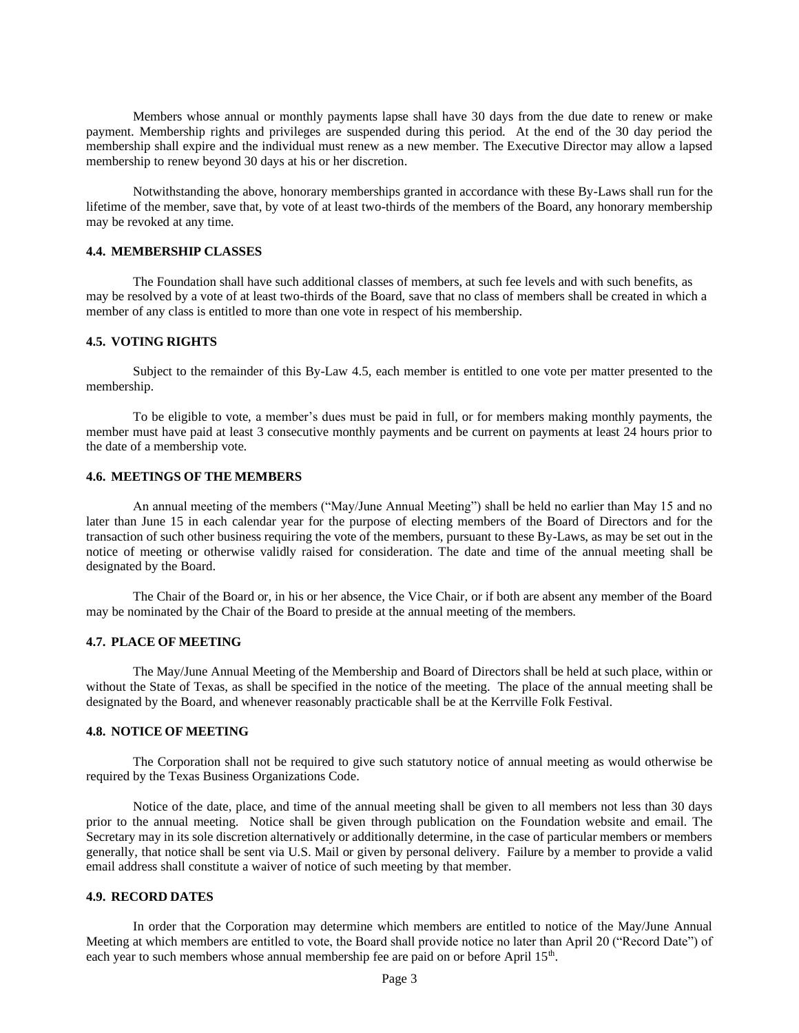Members whose annual or monthly payments lapse shall have 30 days from the due date to renew or make payment. Membership rights and privileges are suspended during this period. At the end of the 30 day period the membership shall expire and the individual must renew as a new member. The Executive Director may allow a lapsed membership to renew beyond 30 days at his or her discretion.

Notwithstanding the above, honorary memberships granted in accordance with these By-Laws shall run for the lifetime of the member, save that, by vote of at least two-thirds of the members of the Board, any honorary membership may be revoked at any time.

### 4.4. MEMBERSHIP CLASSES

The Foundation shall have such additional classes of members, at such fee levels and with such benefits, as may be resolved by a vote of at least two-thirds of the Board, save that no class of members shall be created in which a member of any class is entitled to more than one vote in respect of his membership.

### 4.5. VOTING RIGHTS

Subject to the remainder of this By-Law 4.5, each member is entitled to one vote per matter presented to the membership.

To be eligible to vote, a member's dues must be paid in full, or for members making monthly payments, the member must have paid at least 3 consecutive monthly payments and be current on payments at least 24 hours prior to the date of a membership vote.

### 4.6. MEETINGS OF THE MEMBERS

An annual meeting of the members ("May/June Annual Meeting") shall be held no earlier than May 15 and no later than June 15 in each calendar year for the purpose of electing members of the Board of Directors and for the transaction of such other business requiring the vote of the members, pursuant to these By-Laws, as may be set out in the notice of meeting or otherwise validly raised for consideration. The date and time of the annual meeting shall be designated by the Board.

The Chair of the Board or, in his or her absence, the Vice Chair, or if both are absent any member of the Board may be nominated by the Chair of the Board to preside at the annual meeting of the members.

### 4.7. PLACE OF MEETING

The May/June Annual Meeting of the Membership and Board of Directors shall be held at such place, within or without the State of Texas, as shall be specified in the notice of the meeting. The place of the annual meeting shall be designated by the Board, and whenever reasonably practicable shall be at the Kerrville Folk Festival.

### 4.8. NOTICE OF MEETING

The Corporation shall not be required to give such statutory notice of annual meeting as would otherwise be required by the Texas Business Organizations Code.

Notice of the date, place, and time of the annual meeting shall be given to all members not less than 30 days prior to the annual meeting. Notice shall be given through publication on the Foundation website and email. The Secretary may in its sole discretion alternatively or additionally determine, in the case of particular members or members generally, that notice shall be sent via U.S. Mail or given by personal delivery. Failure by a member to provide a valid email address shall constitute a waiver of notice of such meeting by that member.

### 4.9. RECORD DATES

In order that the Corporation may determine which members are entitled to notice of the May/June Annual Meeting at which members are entitled to vote, the Board shall provide notice no later than April 20 ("Record Date") of each year to such members whose annual membership fee are paid on or before April 15th.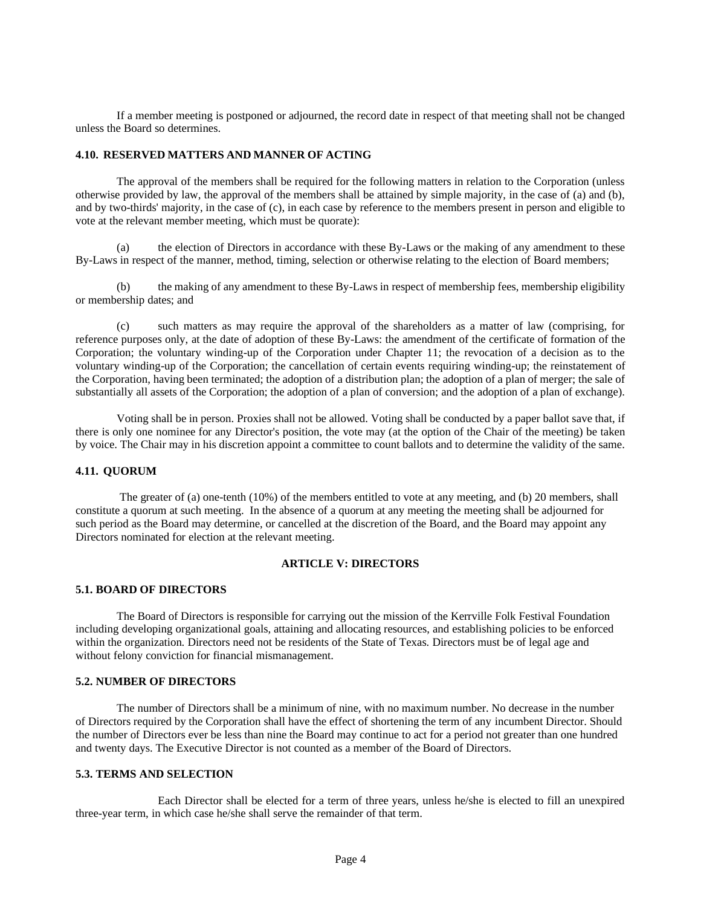If a member meeting is postponed or adjourned, the record date in respect of that meeting shall not be changed unless the Board so determines.

### 4.10. RESERVED MATTERS AND MANNER OF ACTING

The approval of the members shall be required for the following matters in relation to the Corporation (unless otherwise provided by law, the approval of the members shall be attained by simple majority, in the case of (a) and (b), and by two-thirds' majority, in the case of (c), in each case by reference to the members present in person and eligible to vote at the relevant member meeting, which must be quorate):

(a) the election of Directors in accordance with these By-Laws or the making of any amendment to these By-Laws in respect of the manner, method, timing, selection or otherwise relating to the election of Board members;

(b) the making of any amendment to these By-Laws in respect of membership fees, membership eligibility or membership dates; and

(c) such matters as may require the approval of the shareholders as a matter of law (comprising, for reference purposes only, at the date of adoption of these By-Laws: the amendment of the certificate of formation of the Corporation; the voluntary winding-up of the Corporation under Chapter 11; the revocation of a decision as to the voluntary winding-up of the Corporation; the cancellation of certain events requiring winding-up; the reinstatement of the Corporation, having been terminated; the adoption of a distribution plan; the adoption of a plan of merger; the sale of substantially all assets of the Corporation; the adoption of a plan of conversion; and the adoption of a plan of exchange).

Voting shall be in person. Proxies shall not be allowed. Voting shall be conducted by a paper ballot save that, if there is only one nominee for any Director's position, the vote may (at the option of the Chair of the meeting) be taken by voice. The Chair may in his discretion appoint a committee to count ballots and to determine the validity of the same.

### 4.11. QUORUM

The greater of (a) one-tenth (10%) of the members entitled to vote at any meeting, and (b) 20 members, shall constitute a quorum at such meeting. In the absence of a quorum at any meeting the meeting shall be adjourned for such period as the Board may determine, or cancelled at the discretion of the Board, and the Board may appoint any Directors nominated for election at the relevant meeting.

## ARTICLE V: DIRECTORS

### 5.1. BOARD OF DIRECTORS

The Board of Directors is responsible for carrying out the mission of the Kerrville Folk Festival Foundation including developing organizational goals, attaining and allocating resources, and establishing policies to be enforced within the organization. Directors need not be residents of the State of Texas. Directors must be of legal age and without felony conviction for financial mismanagement.

### 5.2. NUMBER OF DIRECTORS

The number of Directors shall be a minimum of nine, with no maximum number. No decrease in the number of Directors required by the Corporation shall have the effect of shortening the term of any incumbent Director. Should the number of Directors ever be less than nine the Board may continue to act for a period not greater than one hundred and twenty days. The Executive Director is not counted as a member of the Board of Directors.

### 5.3. TERMS AND SELECTION

Each Director shall be elected for a term of three years, unless he/she is elected to fill an unexpired three-year term, in which case he/she shall serve the remainder of that term.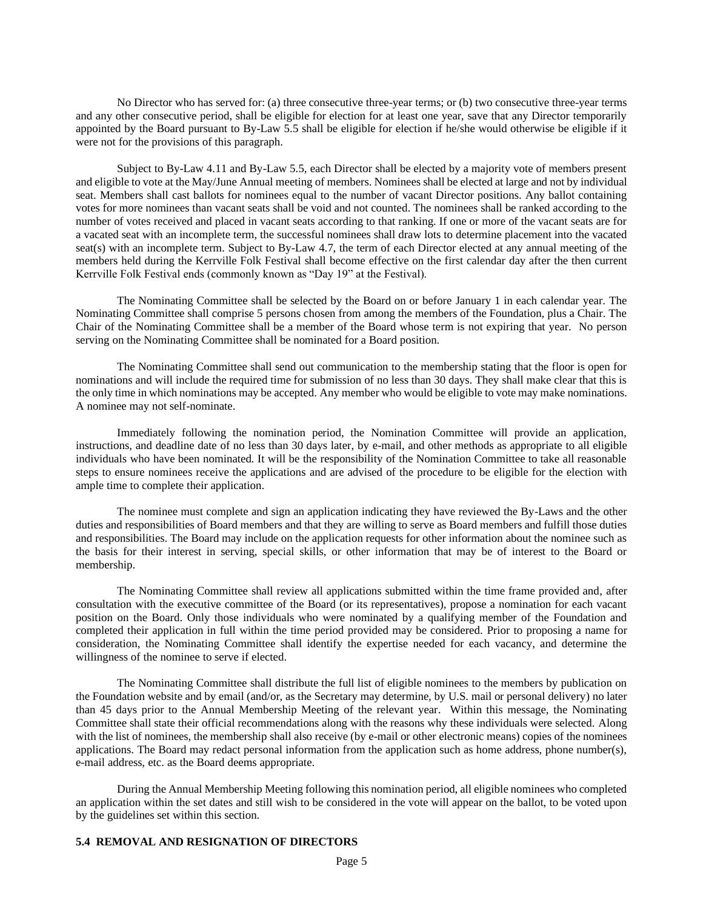No Director who has served for: (a) three consecutive three-year terms; or (b) two consecutive three-year terms and any other consecutive period, shall be eligible for election for at least one year, save that any Director temporarily appointed by the Board pursuant to By-Law 5.5 shall be eligible for election if he/she would otherwise be eligible if it were not for the provisions of this paragraph.

Subject to By-Law 4.11 and By-Law 5.5, each Director shall be elected by a majority vote of members present and eligible to vote at the May/June Annual meeting of members. Nominees shall be elected at large and not by individual seat. Members shall cast ballots for nominees equal to the number of vacant Director positions. Any ballot containing votes for more nominees than vacant seats shall be void and not counted. The nominees shall be ranked according to the number of votes received and placed in vacant seats according to that ranking. If one or more of the vacant seats are for a vacated seat with an incomplete term, the successful nominees shall draw lots to determine placement into the vacated seat(s) with an incomplete term. Subject to By-Law 4.7, the term of each Director elected at any annual meeting of the members held during the Kerrville Folk Festival shall become effective on the first calendar day after the then current Kerrville Folk Festival ends (commonly known as "Day 19" at the Festival).

The Nominating Committee shall be selected by the Board on or before January 1 in each calendar year. The Nominating Committee shall comprise 5 persons chosen from among the members of the Foundation, plus a Chair. The Chair of the Nominating Committee shall be a member of the Board whose term is not expiring that year. No person serving on the Nominating Committee shall be nominated for a Board position.

The Nominating Committee shall send out communication to the membership stating that the floor is open for nominations and will include the required time for submission of no less than 30 days. They shall make clear that this is the only time in which nominations may be accepted. Any member who would be eligible to vote may make nominations. A nominee may not self-nominate.

Immediately following the nomination period, the Nomination Committee will provide an application, instructions, and deadline date of no less than 30 days later, by e-mail, and other methods as appropriate to all eligible individuals who have been nominated. It will be the responsibility of the Nomination Committee to take all reasonable steps to ensure nominees receive the applications and are advised of the procedure to be eligible for the election with ample time to complete their application.

The nominee must complete and sign an application indicating they have reviewed the By-Laws and the other duties and responsibilities of Board members and that they are willing to serve as Board members and fulfill those duties and responsibilities. The Board may include on the application requests for other information about the nominee such as the basis for their interest in serving, special skills, or other information that may be of interest to the Board or membership.

The Nominating Committee shall review all applications submitted within the time frame provided and, after consultation with the executive committee of the Board (or its representatives), propose a nomination for each vacant position on the Board. Only those individuals who were nominated by a qualifying member of the Foundation and completed their application in full within the time period provided may be considered. Prior to proposing a name for consideration, the Nominating Committee shall identify the expertise needed for each vacancy, and determine the willingness of the nominee to serve if elected.

The Nominating Committee shall distribute the full list of eligible nominees to the members by publication on the Foundation website and by email (and/or, as the Secretary may determine, by U.S. mail or personal delivery) no later than 45 days prior to the Annual Membership Meeting of the relevant year. Within this message, the Nominating Committee shall state their official recommendations along with the reasons why these individuals were selected. Along with the list of nominees, the membership shall also receive (by e-mail or other electronic means) copies of the nominees applications. The Board may redact personal information from the application such as home address, phone number(s), e-mail address, etc. as the Board deems appropriate.

During the Annual Membership Meeting following this nomination period, all eligible nominees who completed an application within the set dates and still wish to be considered in the vote will appear on the ballot, to be voted upon by the guidelines set within this section.

### 5.4 REMOVAL AND RESIGNATION OF DIRECTORS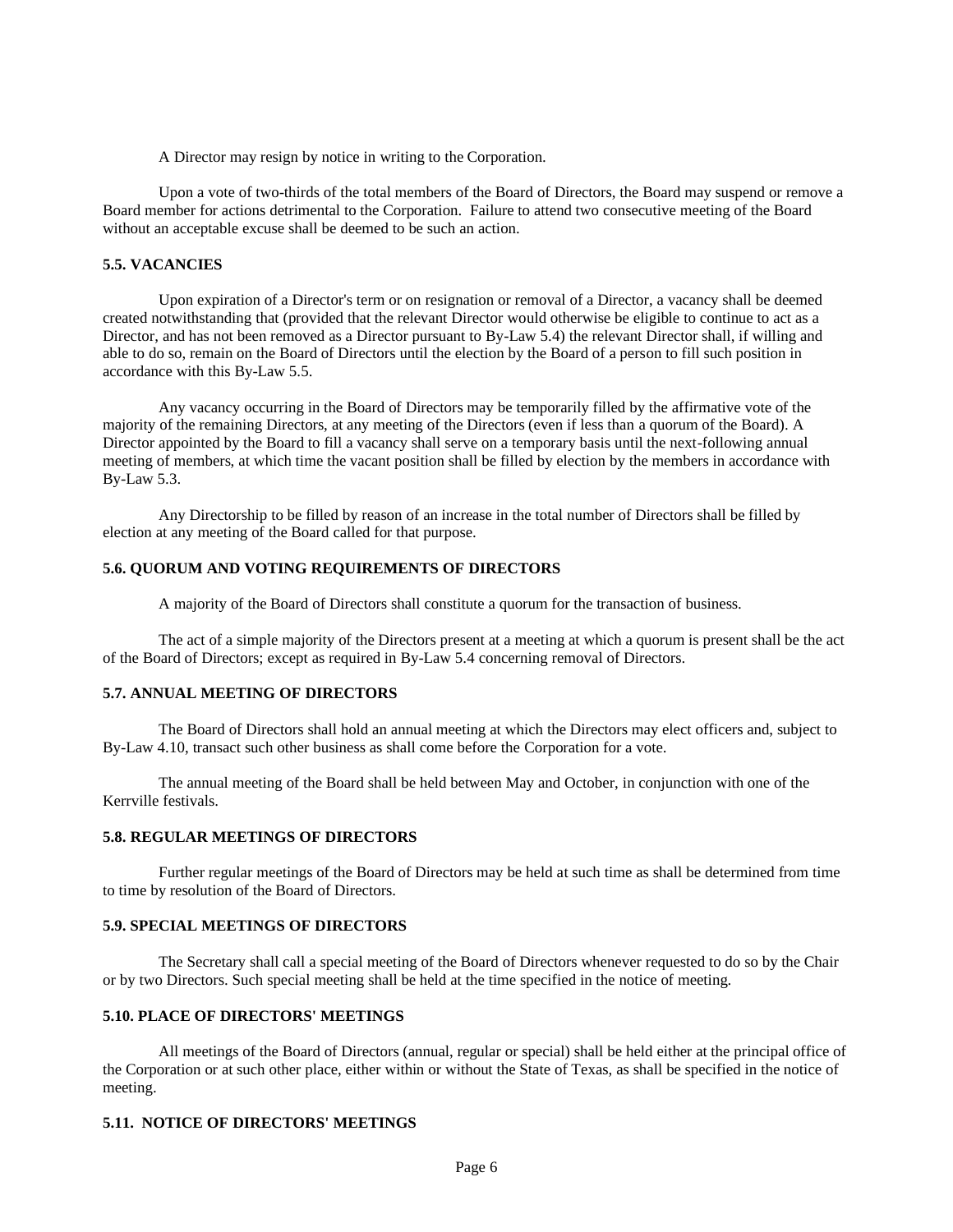A Director may resign by notice in writing to the Corporation.

Upon a vote of two-thirds of the total members of the Board of Directors, the Board may suspend or remove a Board member for actions detrimental to the Corporation. Failure to attend two consecutive meeting of the Board without an acceptable excuse shall be deemed to be such an action.

### 5.5. VACANCIES

Upon expiration of a Director's term or on resignation or removal of a Director, a vacancy shall be deemed created notwithstanding that (provided that the relevant Director would otherwise be eligible to continue to act as a Director, and has not been removed as a Director pursuant to By-Law 5.4) the relevant Director shall, if willing and able to do so, remain on the Board of Directors until the election by the Board of a person to fill such position in accordance with this By-Law 5.5.

Any vacancy occurring in the Board of Directors may be temporarily filled by the affirmative vote of the majority of the remaining Directors, at any meeting of the Directors (even if less than a quorum of the Board). A Director appointed by the Board to fill a vacancy shall serve on a temporary basis until the next-following annual meeting of members, at which time the vacant position shall be filled by election by the members in accordance with By-Law 5.3.

Any Directorship to be filled by reason of an increase in the total number of Directors shall be filled by election at any meeting of the Board called for that purpose.

### 5.6. QUORUM AND VOTING REQUIREMENTS OF DIRECTORS

A majority of the Board of Directors shall constitute a quorum for the transaction of business.

The act of a simple majority of the Directors present at a meeting at which a quorum is present shall be the act of the Board of Directors; except as required in By-Law 5.4 concerning removal of Directors.

### 5.7. ANNUAL MEETING OF DIRECTORS

The Board of Directors shall hold an annual meeting at which the Directors may elect officers and, subject to By-Law 4.10, transact such other business as shall come before the Corporation for a vote.

The annual meeting of the Board shall be held between May and October, in conjunction with one of the Kerrville festivals.

### 5.8. REGULAR MEETINGS OF DIRECTORS

Further regular meetings of the Board of Directors may be held at such time as shall be determined from time to time by resolution of the Board of Directors.

### 5.9. SPECIAL MEETINGS OF DIRECTORS

The Secretary shall call a special meeting of the Board of Directors whenever requested to do so by the Chair or by two Directors. Such special meeting shall be held at the time specified in the notice of meeting.

### 5.10. PLACE OF DIRECTORS' MEETINGS

All meetings of the Board of Directors (annual, regular or special) shall be held either at the principal office of the Corporation or at such other place, either within or without the State of Texas, as shall be specified in the notice of meeting.

### 5.11. NOTICE OF DIRECTORS' MEETINGS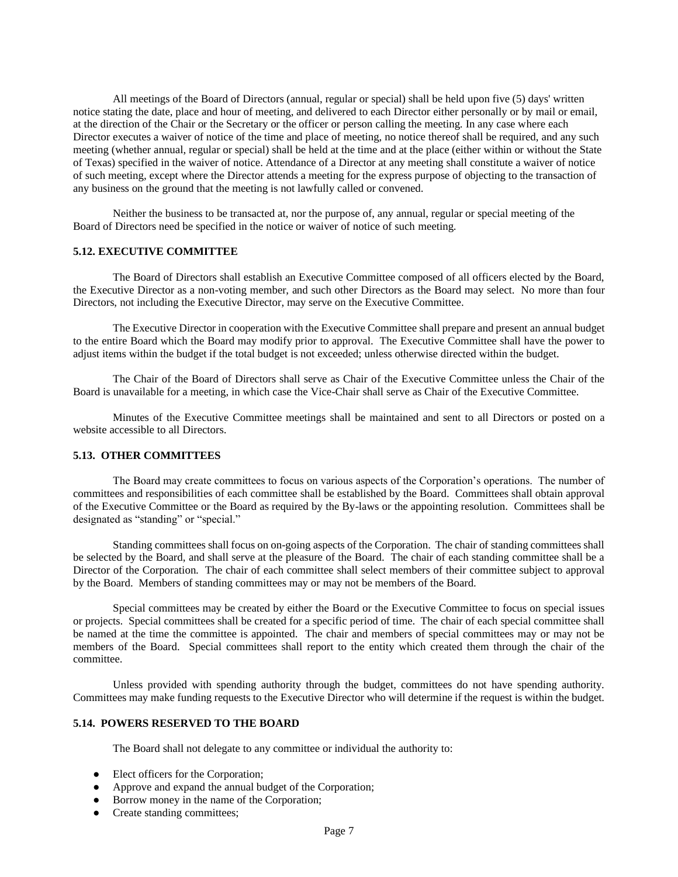All meetings of the Board of Directors (annual, regular or special) shall be held upon five (5) days' written notice stating the date, place and hour of meeting, and delivered to each Director either personally or by mail or email, at the direction of the Chair or the Secretary or the officer or person calling the meeting. In any case where each Director executes a waiver of notice of the time and place of meeting, no notice thereof shall be required, and any such meeting (whether annual, regular or special) shall be held at the time and at the place (either within or without the State of Texas) specified in the waiver of notice. Attendance of a Director at any meeting shall constitute a waiver of notice of such meeting, except where the Director attends a meeting for the express purpose of objecting to the transaction of any business on the ground that the meeting is not lawfully called or convened.

Neither the business to be transacted at, nor the purpose of, any annual, regular or special meeting of the Board of Directors need be specified in the notice or waiver of notice of such meeting.

### 5.12. EXECUTIVE COMMITTEE

The Board of Directors shall establish an Executive Committee composed of all officers elected by the Board, the Executive Director as a non-voting member, and such other Directors as the Board may select. No more than four Directors, not including the Executive Director, may serve on the Executive Committee.

The Executive Director in cooperation with the Executive Committee shall prepare and present an annual budget to the entire Board which the Board may modify prior to approval. The Executive Committee shall have the power to adjust items within the budget if the total budget is not exceeded; unless otherwise directed within the budget.

The Chair of the Board of Directors shall serve as Chair of the Executive Committee unless the Chair of the Board is unavailable for a meeting, in which case the Vice-Chair shall serve as Chair of the Executive Committee.

Minutes of the Executive Committee meetings shall be maintained and sent to all Directors or posted on a website accessible to all Directors.

### 5.13. OTHER COMMITTEES

The Board may create committees to focus on various aspects of the Corporation's operations. The number of committees and responsibilities of each committee shall be established by the Board. Committees shall obtain approval of the Executive Committee or the Board as required by the By-laws or the appointing resolution. Committees shall be designated as "standing" or "special."

Standing committees shall focus on on-going aspects of the Corporation. The chair of standing committees shall be selected by the Board, and shall serve at the pleasure of the Board. The chair of each standing committee shall be a Director of the Corporation. The chair of each committee shall select members of their committee subject to approval by the Board. Members of standing committees may or may not be members of the Board.

Special committees may be created by either the Board or the Executive Committee to focus on special issues or projects. Special committees shall be created for a specific period of time. The chair of each special committee shall be named at the time the committee is appointed. The chair and members of special committees may or may not be members of the Board. Special committees shall report to the entity which created them through the chair of the committee.

Unless provided with spending authority through the budget, committees do not have spending authority. Committees may make funding requests to the Executive Director who will determine if the request is within the budget.

### 5.14. POWERS RESERVED TO THE BOARD

The Board shall not delegate to any committee or individual the authority to:

- Elect officers for the Corporation;
- Approve and expand the annual budget of the Corporation;
- Borrow money in the name of the Corporation;
- Create standing committees;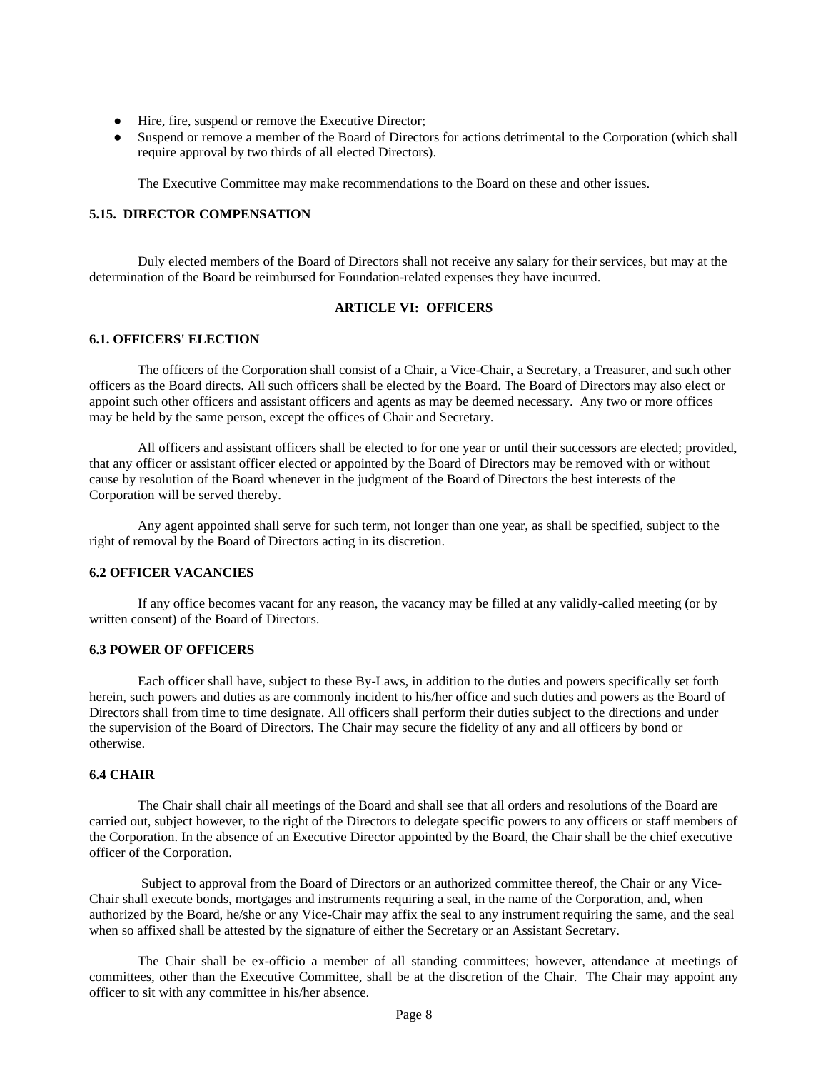- Hire, fire, suspend or remove the Executive Director;
- Suspend or remove a member of the Board of Directors for actions detrimental to the Corporation (which shall require approval by two thirds of all elected Directors).

The Executive Committee may make recommendations to the Board on these and other issues.

### 5.15. DIRECTOR COMPENSATION

Duly elected members of the Board of Directors shall not receive any salary for their services, but may at the determination of the Board be reimbursed for Foundation-related expenses they have incurred.

## ARTICLE VI: OFFICERS

### 6.1. OFFICERS' ELECTION

The officers of the Corporation shall consist of a Chair, a Vice-Chair, a Secretary, a Treasurer, and such other officers as the Board directs. All such officers shall be elected by the Board. The Board of Directors may also elect or appoint such other officers and assistant officers and agents as may be deemed necessary. Any two or more offices may be held by the same person, except the offices of Chair and Secretary.

All officers and assistant officers shall be elected to for one year or until their successors are elected; provided, that any officer or assistant officer elected or appointed by the Board of Directors may be removed with or without cause by resolution of the Board whenever in the judgment of the Board of Directors the best interests of the Corporation will be served thereby.

Any agent appointed shall serve for such term, not longer than one year, as shall be specified, subject to the right of removal by the Board of Directors acting in its discretion.

### 6.2 OFFICER VACANCIES

If any office becomes vacant for any reason, the vacancy may be filled at any validly-called meeting (or by written consent) of the Board of Directors.

### 6.3 POWER OF OFFICERS

Each officer shall have, subject to these By-Laws, in addition to the duties and powers specifically set forth herein, such powers and duties as are commonly incident to his/her office and such duties and powers as the Board of Directors shall from time to time designate. All officers shall perform their duties subject to the directions and under the supervision of the Board of Directors. The Chair may secure the fidelity of any and all officers by bond or otherwise.

### 6.4 CHAIR

The Chair shall chair all meetings of the Board and shall see that all orders and resolutions of the Board are carried out, subject however, to the right of the Directors to delegate specific powers to any officers or staff members of the Corporation. In the absence of an Executive Director appointed by the Board, the Chair shall be the chief executive officer of the Corporation.

Subject to approval from the Board of Directors or an authorized committee thereof, the Chair or any Vice-Chair shall execute bonds, mortgages and instruments requiring a seal, in the name of the Corporation, and, when authorized by the Board, he/she or any Vice-Chair may affix the seal to any instrument requiring the same, and the seal when so affixed shall be attested by the signature of either the Secretary or an Assistant Secretary.

The Chair shall be ex-officio a member of all standing committees; however, attendance at meetings of committees, other than the Executive Committee, shall be at the discretion of the Chair. The Chair may appoint any officer to sit with any committee in his/her absence.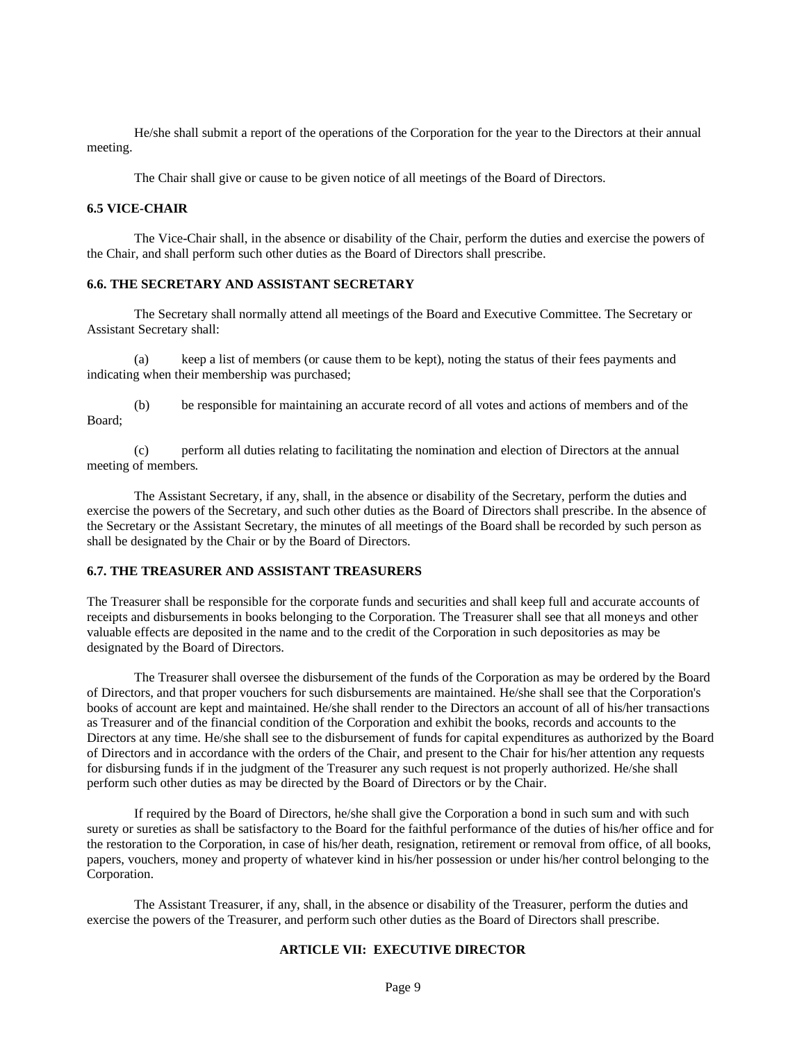He/she shall submit a report of the operations of the Corporation for the year to the Directors at their annual meeting.

The Chair shall give or cause to be given notice of all meetings of the Board of Directors.

**6.5 VICE-CHAIR**

The Vice-Chair shall, in the absence or disability of the Chair, perform the duties and exercise the powers of the Chair, and shall perform such other duties as the Board of Directors shall prescribe.

**6.6. THE SECRETARY AND ASSISTANT SECRETARY**

The Secretary shall normally attend all meetings of the Board and Executive Committee. The Secretary or Assistant Secretary shall:

(a) keep a list of members (or cause them to be kept), noting the status of their fees payments and indicating when their membership was purchased;

(b) be responsible for maintaining an accurate record of all votes and actions of members and of the Board;

(c) perform all duties relating to facilitating the nomination and election of Directors at the annual meeting of members.

The Assistant Secretary, if any, shall, in the absence or disability of the Secretary, perform the duties and exercise the powers of the Secretary, and such other duties as the Board of Directors shall prescribe. In the absence of the Secretary or the Assistant Secretary, the minutes of all meetings of the Board shall be recorded by such person as shall be designated by the Chair or by the Board of Directors.

**6.7. THE TREASURER AND ASSISTANT TREASURERS**

The Treasurer shall be responsible for the corporate funds and securities and shall keep full and accurate accounts of receipts and disbursements in books belonging to the Corporation. The Treasurer shall see that all moneys and other valuable effects are deposited in the name and to the credit of the Corporation in such depositories as may be designated by the Board of Directors.

The Treasurer shall oversee the disbursement of the funds of the Corporation as may be ordered by the Board of Directors, and that proper vouchers for such disbursements are maintained. He/she shall see that the Corporation's books of account are kept and maintained. He/she shall render to the Directors an account of all of his/her transactions as Treasurer and of the financial condition of the Corporation and exhibit the books, records and accounts to the Directors at any time. He/she shall see to the disbursement of funds for capital expenditures as authorized by the Board of Directors and in accordance with the orders of the Chair, and present to the Chair for his/her attention any requests for disbursing funds if in the judgment of the Treasurer any such request is not properly authorized. He/she shall perform such other duties as may be directed by the Board of Directors or by the Chair.

If required by the Board of Directors, he/she shall give the Corporation a bond in such sum and with such surety or sureties as shall be satisfactory to the Board for the faithful performance of the duties of his/her office and for the restoration to the Corporation, in case of his/her death, resignation, retirement or removal from office, of all books, papers, vouchers, money and property of whatever kind in his/her possession or under his/her control belonging to the Corporation.

The Assistant Treasurer, if any, shall, in the absence or disability of the Treasurer, perform the duties and exercise the powers of the Treasurer, and perform such other duties as the Board of Directors shall prescribe.

## ARTICLE VII: EXECUTIVE DIRECTOR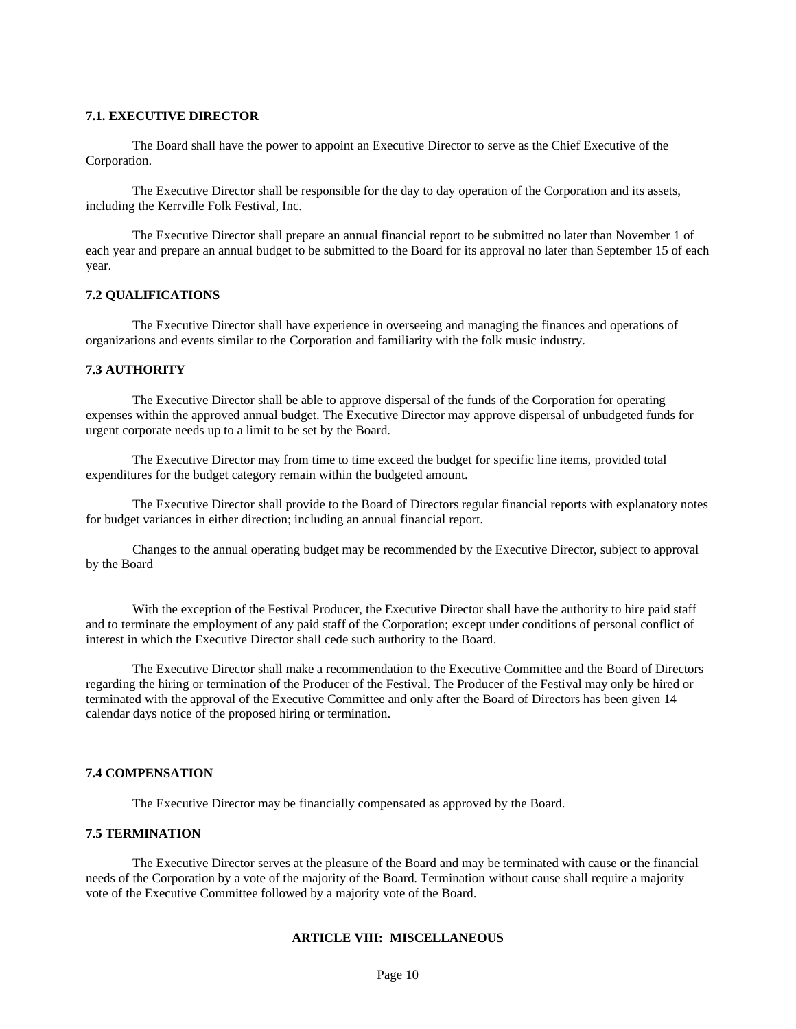### 7.1. EXECUTIVE DIRECTOR

The Board shall have the power to appoint an Executive Director to serve as the Chief Executive of the Corporation.

The Executive Director shall be responsible for the day to day operation of the Corporation and its assets, including the Kerrville Folk Festival, Inc.

The Executive Director shall prepare an annual financial report to be submitted no later than November 1 of each year and prepare an annual budget to be submitted to the Board for its approval no later than September 15 of each year.

### 7.2 QUALIFICATIONS

The Executive Director shall have experience in overseeing and managing the finances and operations of organizations and events similar to the Corporation and familiarity with the folk music industry.

### 7.3 AUTHORITY

The Executive Director shall be able to approve dispersal of the funds of the Corporation for operating expenses within the approved annual budget. The Executive Director may approve dispersal of unbudgeted funds for urgent corporate needs up to a limit to be set by the Board.

The Executive Director may from time to time exceed the budget for specific line items, provided total expenditures for the budget category remain within the budgeted amount.

The Executive Director shall provide to the Board of Directors regular financial reports with explanatory notes for budget variances in either direction; including an annual financial report.

Changes to the annual operating budget may be recommended by the Executive Director, subject to approval by the Board

With the exception of the Festival Producer, the Executive Director shall have the authority to hire paid staff and to terminate the employment of any paid staff of the Corporation; except under conditions of personal conflict of interest in which the Executive Director shall cede such authority to the Board.

The Executive Director shall make a recommendation to the Executive Committee and the Board of Directors regarding the hiring or termination of the Producer of the Festival. The Producer of the Festival may only be hired or terminated with the approval of the Executive Committee and only after the Board of Directors has been given 14 calendar days notice of the proposed hiring or termination.

### 7.4 COMPENSATION

The Executive Director may be financially compensated as approved by the Board.

### 7.5 TERMINATION

The Executive Director serves at the pleasure of the Board and may be terminated with cause or the financial needs of the Corporation by a vote of the majority of the Board. Termination without cause shall require a majority vote of the Executive Committee followed by a majority vote of the Board.

## ARTICLE VIII: MISCELLANEOUS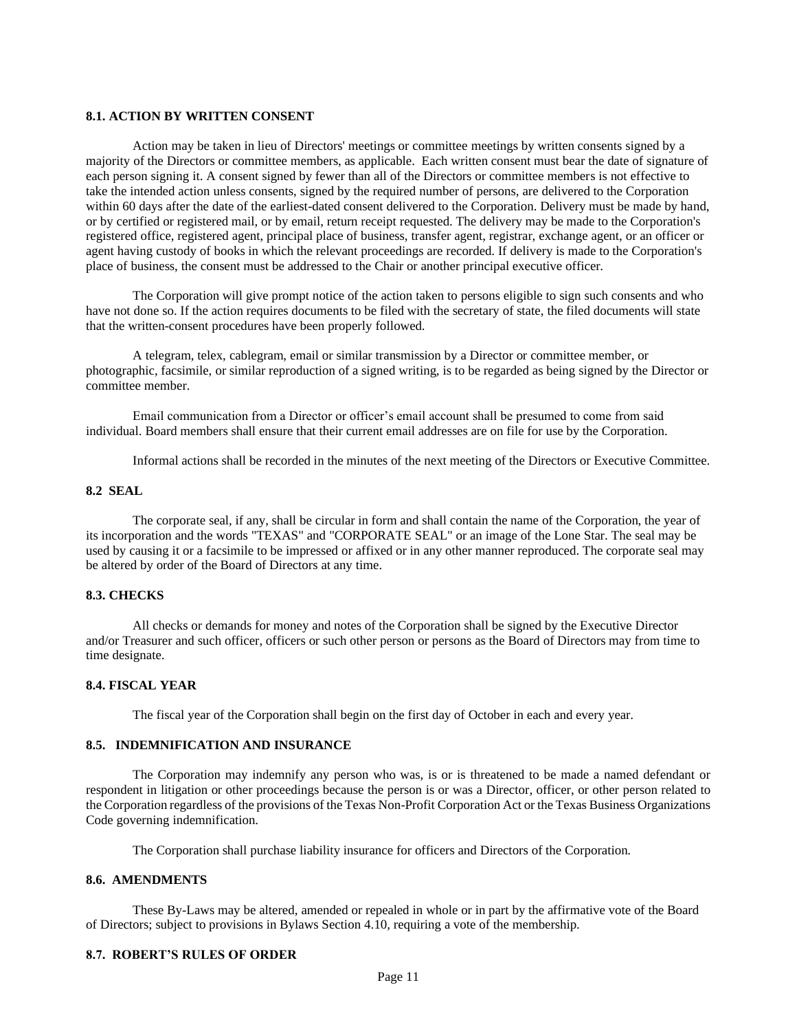### 8.1. ACTION BY WRITTEN CONSENT

Action may be taken in lieu of Directors' meetings or committee meetings by written consents signed by a majority of the Directors or committee members, as applicable. Each written consent must bear the date of signature of each person signing it. A consent signed by fewer than all of the Directors or committee members is not effective to take the intended action unless consents, signed by the required number of persons, are delivered to the Corporation within 60 days after the date of the earliest-dated consent delivered to the Corporation. Delivery must be made by hand, or by certified or registered mail, or by email, return receipt requested. The delivery may be made to the Corporation's registered office, registered agent, principal place of business, transfer agent, registrar, exchange agent, or an officer or agent having custody of books in which the relevant proceedings are recorded. If delivery is made to the Corporation's place of business, the consent must be addressed to the Chair or another principal executive officer.

The Corporation will give prompt notice of the action taken to persons eligible to sign such consents and who have not done so. If the action requires documents to be filed with the secretary of state, the filed documents will state that the written-consent procedures have been properly followed.

A telegram, telex, cablegram, email or similar transmission by a Director or committee member, or photographic, facsimile, or similar reproduction of a signed writing, is to be regarded as being signed by the Director or committee member.

Email communication from a Director or officer's email account shall be presumed to come from said individual. Board members shall ensure that their current email addresses are on file for use by the Corporation.

Informal actions shall be recorded in the minutes of the next meeting of the Directors or Executive Committee.

### 8.2 SEAL

The corporate seal, if any, shall be circular in form and shall contain the name of the Corporation, the year of its incorporation and the words "TEXAS" and "CORPORATE SEAL" or an image of the Lone Star. The seal may be used by causing it or a facsimile to be impressed or affixed or in any other manner reproduced. The corporate seal may be altered by order of the Board of Directors at any time.

### 8.3. CHECKS

All checks or demands for money and notes of the Corporation shall be signed by the Executive Director and/or Treasurer and such officer, officers or such other person or persons as the Board of Directors may from time to time designate.

### 8.4. FISCAL YEAR

The fiscal year of the Corporation shall begin on the first day of October in each and every year.

### 8.5. INDEMNIFICATION AND INSURANCE

The Corporation may indemnify any person who was, is or is threatened to be made a named defendant or respondent in litigation or other proceedings because the person is or was a Director, officer, or other person related to the Corporation regardless of the provisions of the Texas Non-Profit Corporation Act or the Texas Business Organizations Code governing indemnification.

The Corporation shall purchase liability insurance for officers and Directors of the Corporation.

### 8.6. AMENDMENTS

These By-Laws may be altered, amended or repealed in whole or in part by the affirmative vote of the Board of Directors; subject to provisions in Bylaws Section 4.10, requiring a vote of the membership.

### 8.7. ROBERT'S RULES OF ORDER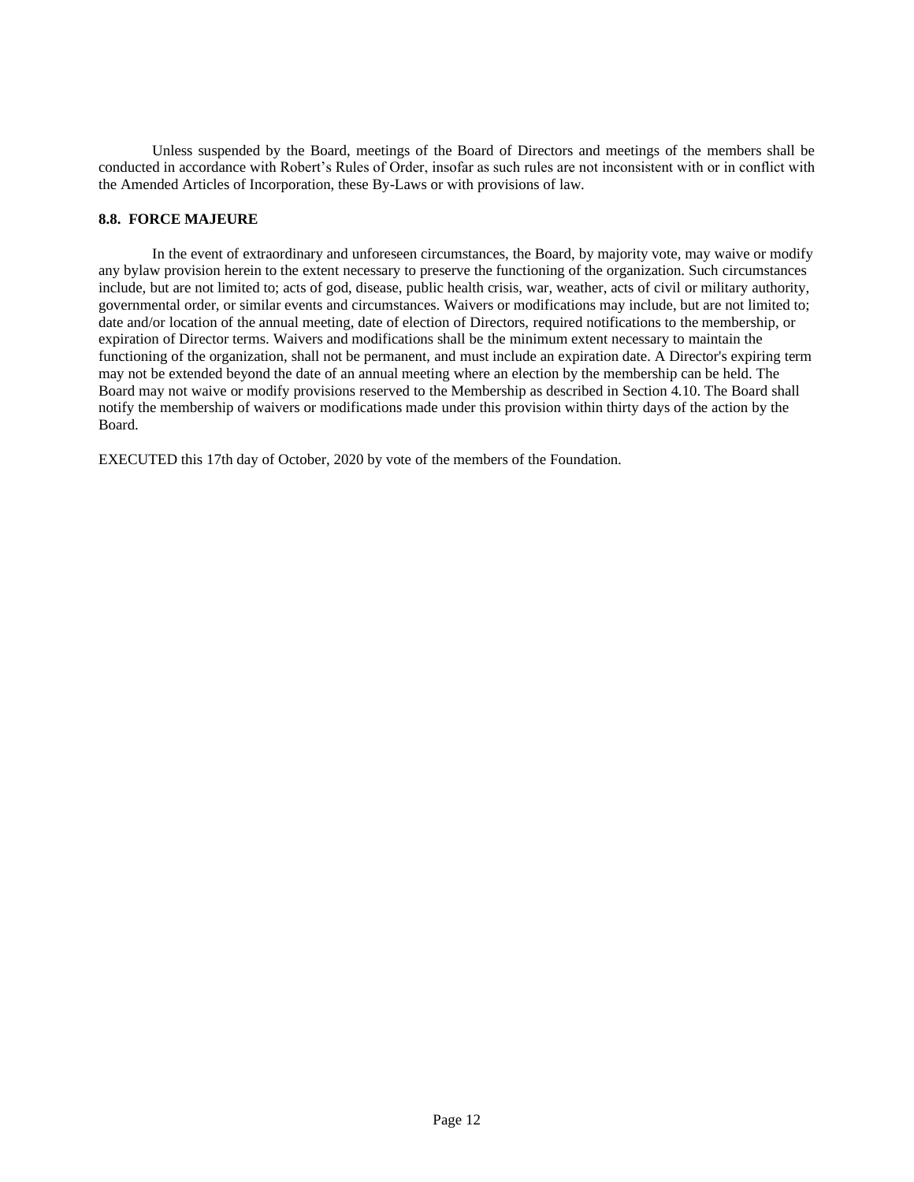Unless suspended by the Board, meetings of the Board of Directors and meetings of the members shall be conducted in accordance with Robert's Rules of Order, insofar as such rules are not inconsistent with or in conflict with the Amended Articles of Incorporation, these By-Laws or with provisions of law.

### 8.8. FORCE MAJEURE

In the event of extraordinary and unforeseen circumstances, the Board, by majority vote, may waive or modify any bylaw provision herein to the extent necessary to preserve the functioning of the organization. Such circumstances include, but are not limited to; acts of god, disease, public health crisis, war, weather, acts of civil or military authority, governmental order, or similar events and circumstances. Waivers or modifications may include, but are not limited to; date and/or location of the annual meeting, date of election of Directors, required notifications to the membership, or expiration of Director terms. Waivers and modifications shall be the minimum extent necessary to maintain the functioning of the organization, shall not be permanent, and must include an expiration date. A Director's expiring term may not be extended beyond the date of an annual meeting where an election by the membership can be held. The Board may not waive or modify provisions reserved to the Membership as described in Section 4.10. The Board shall notify the membership of waivers or modifications made under this provision within thirty days of the action by the Board.

EXECUTED this 17th day of October, 2020 by vote of the members of the Foundation.